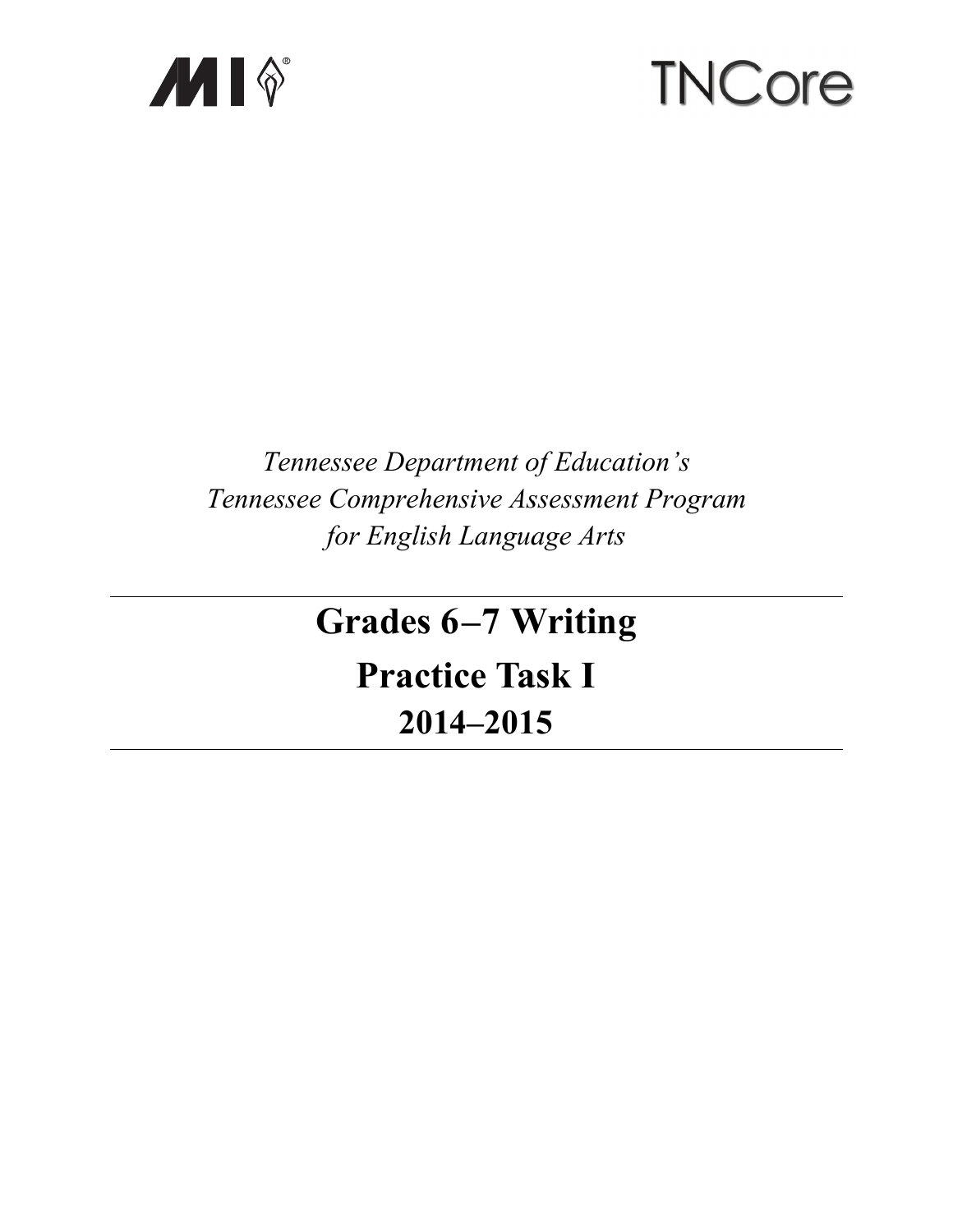MI TNCore

*Tennessee Department of Education's*
*Tennessee Comprehensive Assessment Program*
*for English Language Arts*

# Grades 6–7 Writing

# Practice Task I

## 2014–2015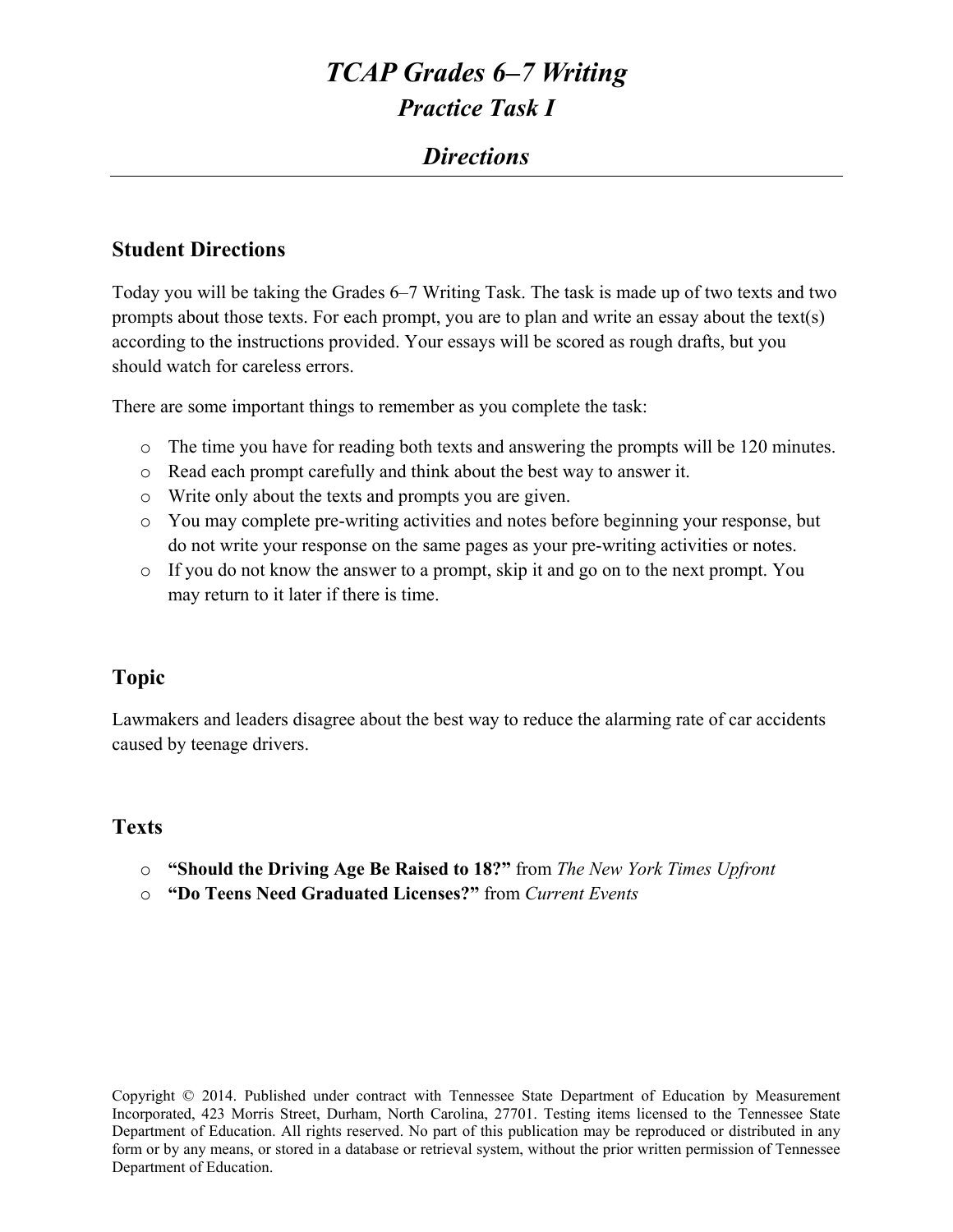# *TCAP Grades 6–7 Writing*

## *Practice Task I*

## *Directions*

---

### Student Directions

Today you will be taking the Grades 6–7 Writing Task. The task is made up of two texts and two prompts about those texts. For each prompt, you are to plan and write an essay about the text(s) according to the instructions provided. Your essays will be scored as rough drafts, but you should watch for careless errors.

There are some important things to remember as you complete the task:

- The time you have for reading both texts and answering the prompts will be 120 minutes.
- Read each prompt carefully and think about the best way to answer it.
- Write only about the texts and prompts you are given.
- You may complete pre-writing activities and notes before beginning your response, but do not write your response on the same pages as your pre-writing activities or notes.
- If you do not know the answer to a prompt, skip it and go on to the next prompt. You may return to it later if there is time.

### Topic

Lawmakers and leaders disagree about the best way to reduce the alarming rate of car accidents caused by teenage drivers.

### Texts

- **"Should the Driving Age Be Raised to 18?"** from *The New York Times Upfront*
- **"Do Teens Need Graduated Licenses?"** from *Current Events*

Copyright © 2014. Published under contract with Tennessee State Department of Education by Measurement Incorporated, 423 Morris Street, Durham, North Carolina, 27701. Testing items licensed to the Tennessee State Department of Education. All rights reserved. No part of this publication may be reproduced or distributed in any form or by any means, or stored in a database or retrieval system, without the prior written permission of Tennessee Department of Education.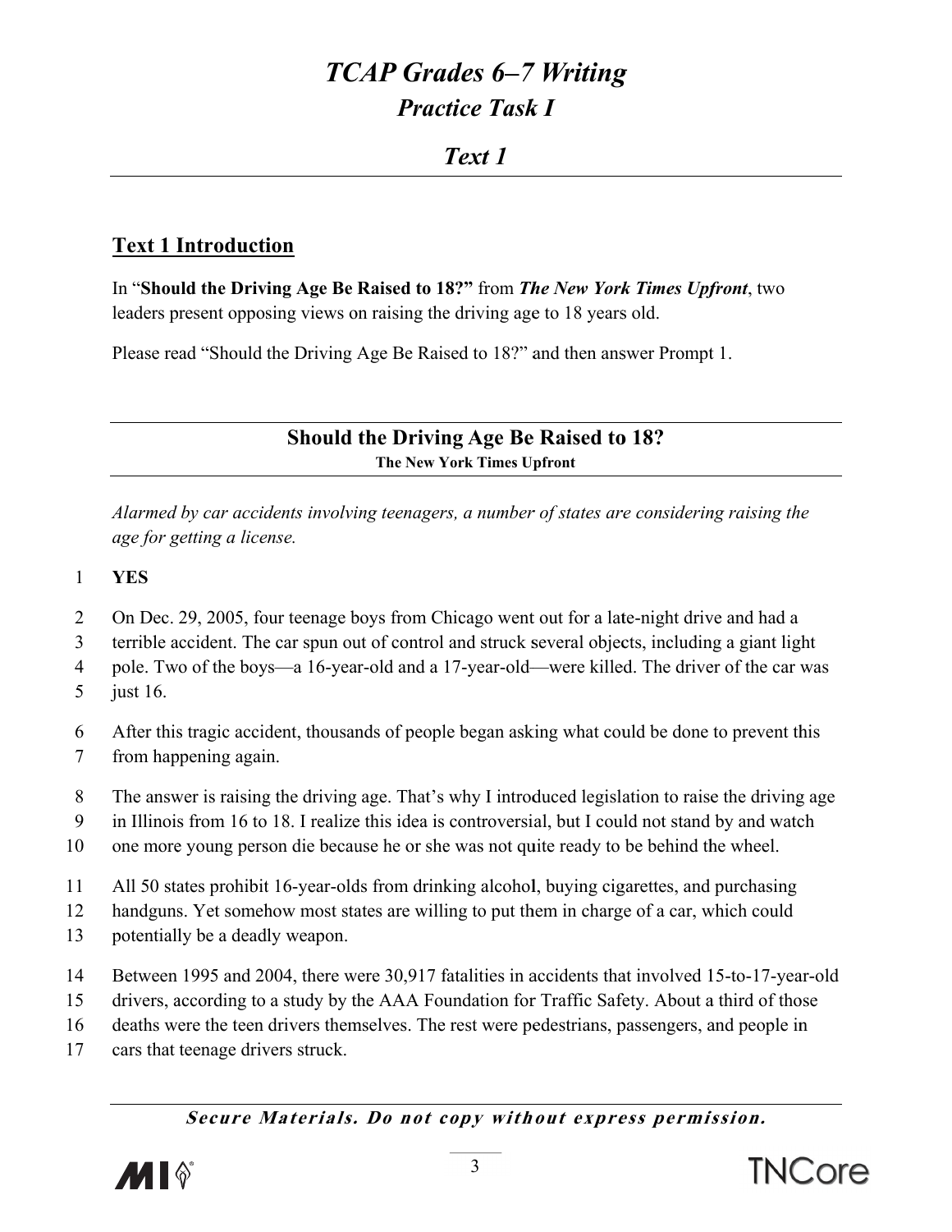# TCAP Grades 6–7 Writing

## Practice Task I

### Text 1

---

## Text 1 Introduction

In "**Should the Driving Age Be Raised to 18?"** from ***The New York Times Upfront***, two leaders present opposing views on raising the driving age to 18 years old.

Please read "Should the Driving Age Be Raised to 18?" and then answer Prompt 1.

---

### Should the Driving Age Be Raised to 18?

**The New York Times Upfront**

---

*Alarmed by car accidents involving teenagers, a number of states are considering raising the age for getting a license.*

1 **YES**

2 On Dec. 29, 2005, four teenage boys from Chicago went out for a late-night drive and had a
3 terrible accident. The car spun out of control and struck several objects, including a giant light
4 pole. Two of the boys—a 16-year-old and a 17-year-old—were killed. The driver of the car was
5 just 16.

6 After this tragic accident, thousands of people began asking what could be done to prevent this
7 from happening again.

8 The answer is raising the driving age. That's why I introduced legislation to raise the driving age
9 in Illinois from 16 to 18. I realize this idea is controversial, but I could not stand by and watch
10 one more young person die because he or she was not quite ready to be behind the wheel.

11 All 50 states prohibit 16-year-olds from drinking alcohol, buying cigarettes, and purchasing
12 handguns. Yet somehow most states are willing to put them in charge of a car, which could
13 potentially be a deadly weapon.

14 Between 1995 and 2004, there were 30,917 fatalities in accidents that involved 15-to-17-year-old
15 drivers, according to a study by the AAA Foundation for Traffic Safety. About a third of those
16 deaths were the teen drivers themselves. The rest were pedestrians, passengers, and people in
17 cars that teenage drivers struck.

***Secure Materials. Do not copy without express permission.***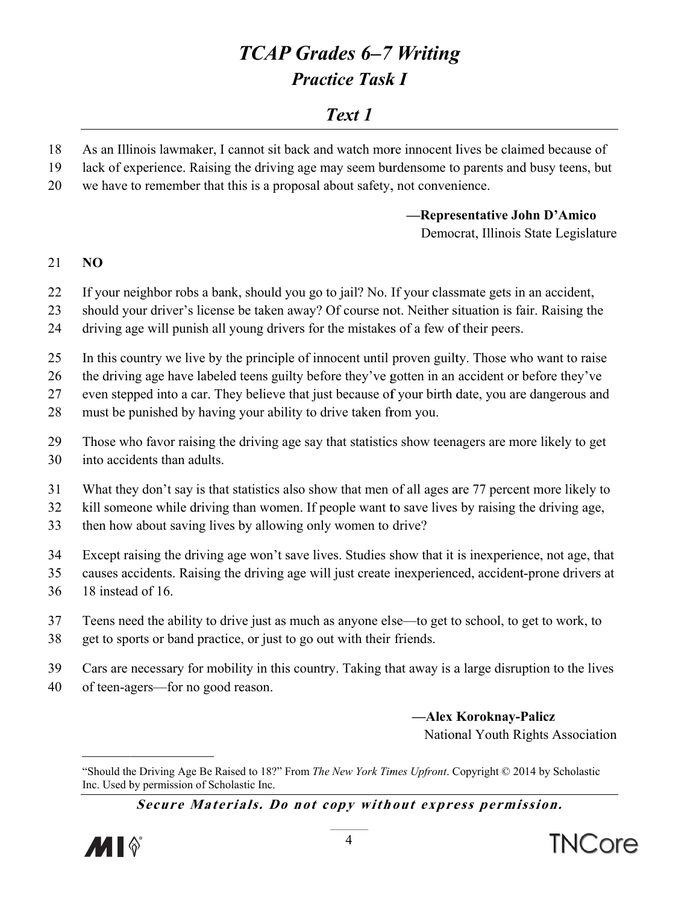# TCAP Grades 6–7 Writing

## Practice Task I

## Text 1

18 As an Illinois lawmaker, I cannot sit back and watch more innocent lives be claimed because of
19 lack of experience. Raising the driving age may seem burdensome to parents and busy teens, but
20 we have to remember that this is a proposal about safety, not convenience.

**—Representative John D'Amico**
Democrat, Illinois State Legislature

21 **NO**

22 If your neighbor robs a bank, should you go to jail? No. If your classmate gets in an accident,
23 should your driver's license be taken away? Of course not. Neither situation is fair. Raising the
24 driving age will punish all young drivers for the mistakes of a few of their peers.

25 In this country we live by the principle of innocent until proven guilty. Those who want to raise
26 the driving age have labeled teens guilty before they've gotten in an accident or before they've
27 even stepped into a car. They believe that just because of your birth date, you are dangerous and
28 must be punished by having your ability to drive taken from you.

29 Those who favor raising the driving age say that statistics show teenagers are more likely to get
30 into accidents than adults.

31 What they don't say is that statistics also show that men of all ages are 77 percent more likely to
32 kill someone while driving than women. If people want to save lives by raising the driving age,
33 then how about saving lives by allowing only women to drive?

34 Except raising the driving age won't save lives. Studies show that it is inexperience, not age, that
35 causes accidents. Raising the driving age will just create inexperienced, accident-prone drivers at
36 18 instead of 16.

37 Teens need the ability to drive just as much as anyone else—to get to school, to get to work, to
38 get to sports or band practice, or just to go out with their friends.

39 Cars are necessary for mobility in this country. Taking that away is a large disruption to the lives
40 of teen-agers—for no good reason.

**—Alex Koroknay-Palicz**
National Youth Rights Association

---

"Should the Driving Age Be Raised to 18?" From *The New York Times Upfront*. Copyright © 2014 by Scholastic Inc. Used by permission of Scholastic Inc.

***Secure Materials. Do not copy without express permission.***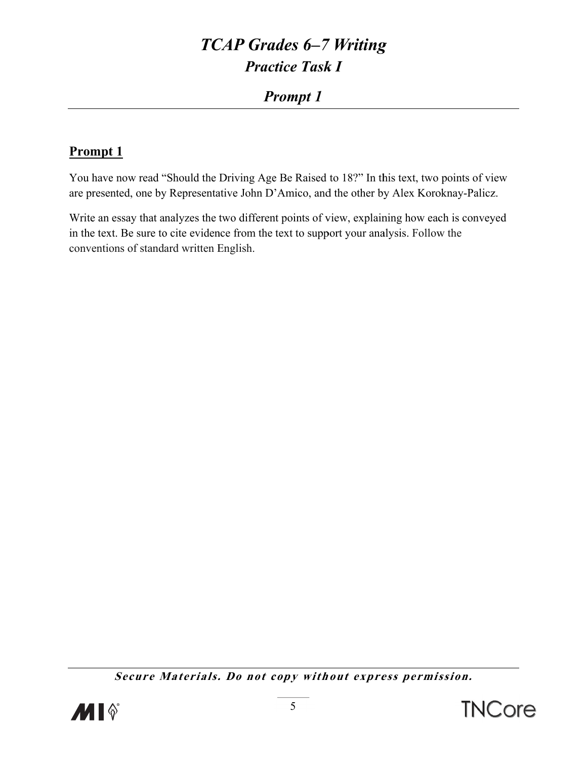# *TCAP Grades 6–7 Writing*

## *Practice Task I*

## *Prompt 1*

---

## Prompt 1

You have now read "Should the Driving Age Be Raised to 18?" In this text, two points of view are presented, one by Representative John D'Amico, and the other by Alex Koroknay-Palicz.

Write an essay that analyzes the two different points of view, explaining how each is conveyed in the text. Be sure to cite evidence from the text to support your analysis. Follow the conventions of standard written English.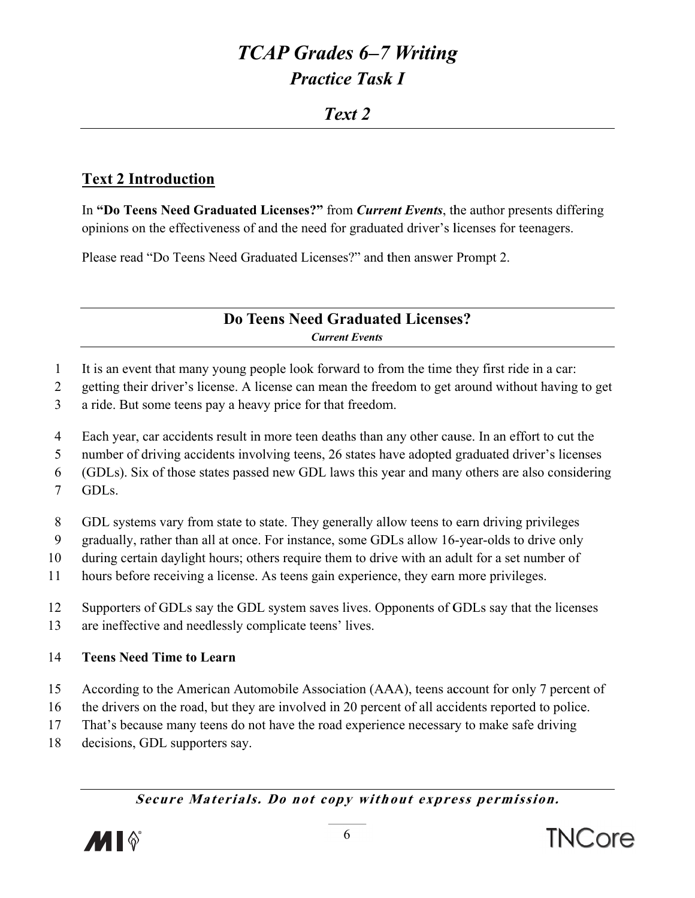# *TCAP Grades 6–7 Writing*

## *Practice Task I*

## *Text 2*

### Text 2 Introduction

In **"Do Teens Need Graduated Licenses?"** from ***Current Events***, the author presents differing opinions on the effectiveness of and the need for graduated driver's licenses for teenagers.

Please read "Do Teens Need Graduated Licenses?" and then answer Prompt 2.

## Do Teens Need Graduated Licenses?

***Current Events***

1 It is an event that many young people look forward to from the time they first ride in a car:
2 getting their driver's license. A license can mean the freedom to get around without having to get
3 a ride. But some teens pay a heavy price for that freedom.

4 Each year, car accidents result in more teen deaths than any other cause. In an effort to cut the
5 number of driving accidents involving teens, 26 states have adopted graduated driver's licenses
6 (GDLs). Six of those states passed new GDL laws this year and many others are also considering
7 GDLs.

8 GDL systems vary from state to state. They generally allow teens to earn driving privileges
9 gradually, rather than all at once. For instance, some GDLs allow 16-year-olds to drive only
10 during certain daylight hours; others require them to drive with an adult for a set number of
11 hours before receiving a license. As teens gain experience, they earn more privileges.

12 Supporters of GDLs say the GDL system saves lives. Opponents of GDLs say that the licenses
13 are ineffective and needlessly complicate teens' lives.

14 **Teens Need Time to Learn**

15 According to the American Automobile Association (AAA), teens account for only 7 percent of
16 the drivers on the road, but they are involved in 20 percent of all accidents reported to police.
17 That's because many teens do not have the road experience necessary to make safe driving
18 decisions, GDL supporters say.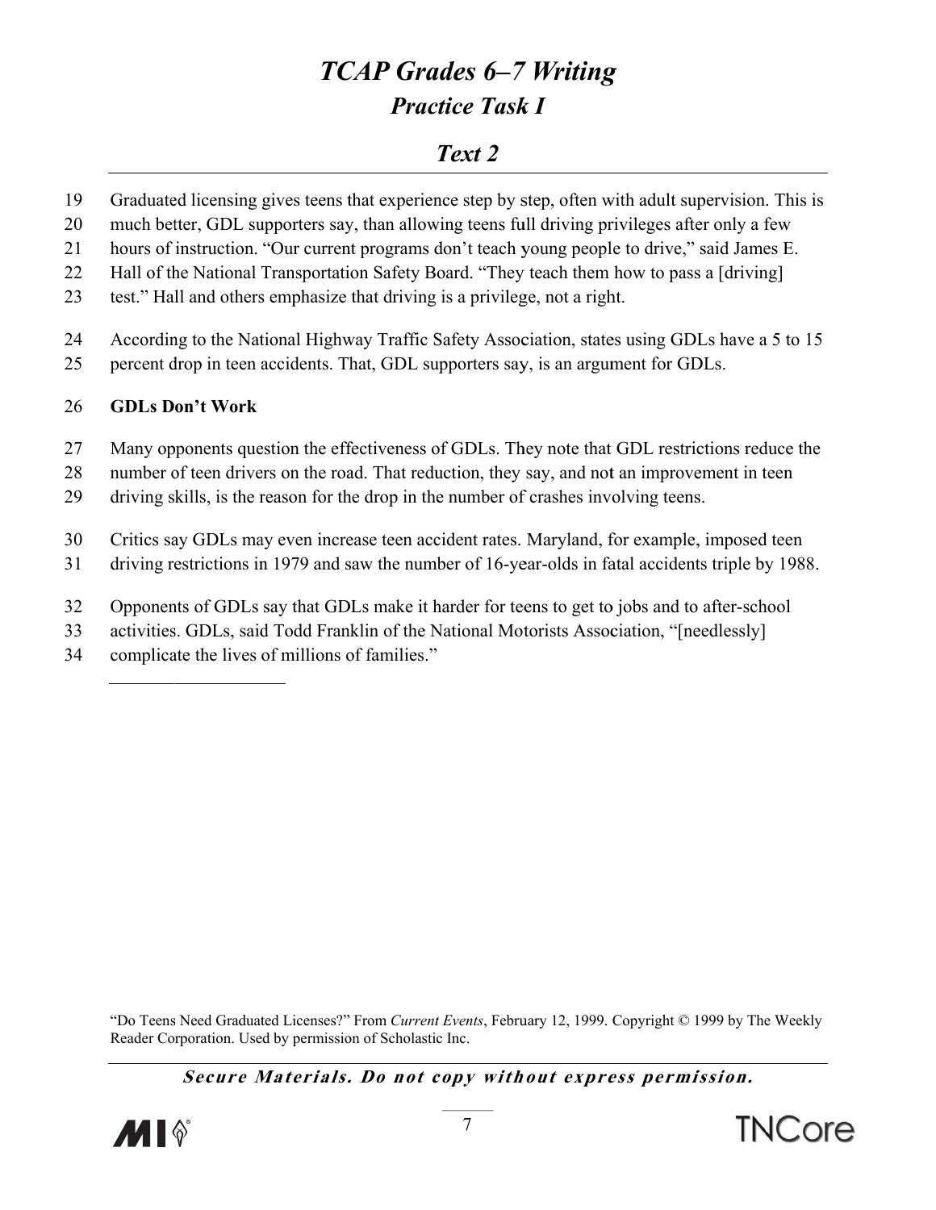## Text 2

19 Graduated licensing gives teens that experience step by step, often with adult supervision. This is
20 much better, GDL supporters say, than allowing teens full driving privileges after only a few
21 hours of instruction. "Our current programs don't teach young people to drive," said James E.
22 Hall of the National Transportation Safety Board. "They teach them how to pass a [driving]
23 test." Hall and others emphasize that driving is a privilege, not a right.

24 According to the National Highway Traffic Safety Association, states using GDLs have a 5 to 15
25 percent drop in teen accidents. That, GDL supporters say, is an argument for GDLs.

26 **GDLs Don't Work**

27 Many opponents question the effectiveness of GDLs. They note that GDL restrictions reduce the
28 number of teen drivers on the road. That reduction, they say, and not an improvement in teen
29 driving skills, is the reason for the drop in the number of crashes involving teens.

30 Critics say GDLs may even increase teen accident rates. Maryland, for example, imposed teen
31 driving restrictions in 1979 and saw the number of 16-year-olds in fatal accidents triple by 1988.

32 Opponents of GDLs say that GDLs make it harder for teens to get to jobs and to after-school
33 activities. GDLs, said Todd Franklin of the National Motorists Association, "[needlessly]
34 complicate the lives of millions of families."

---

"Do Teens Need Graduated Licenses?" From *Current Events*, February 12, 1999. Copyright © 1999 by The Weekly Reader Corporation. Used by permission of Scholastic Inc.

***Secure Materials. Do not copy without express permission.***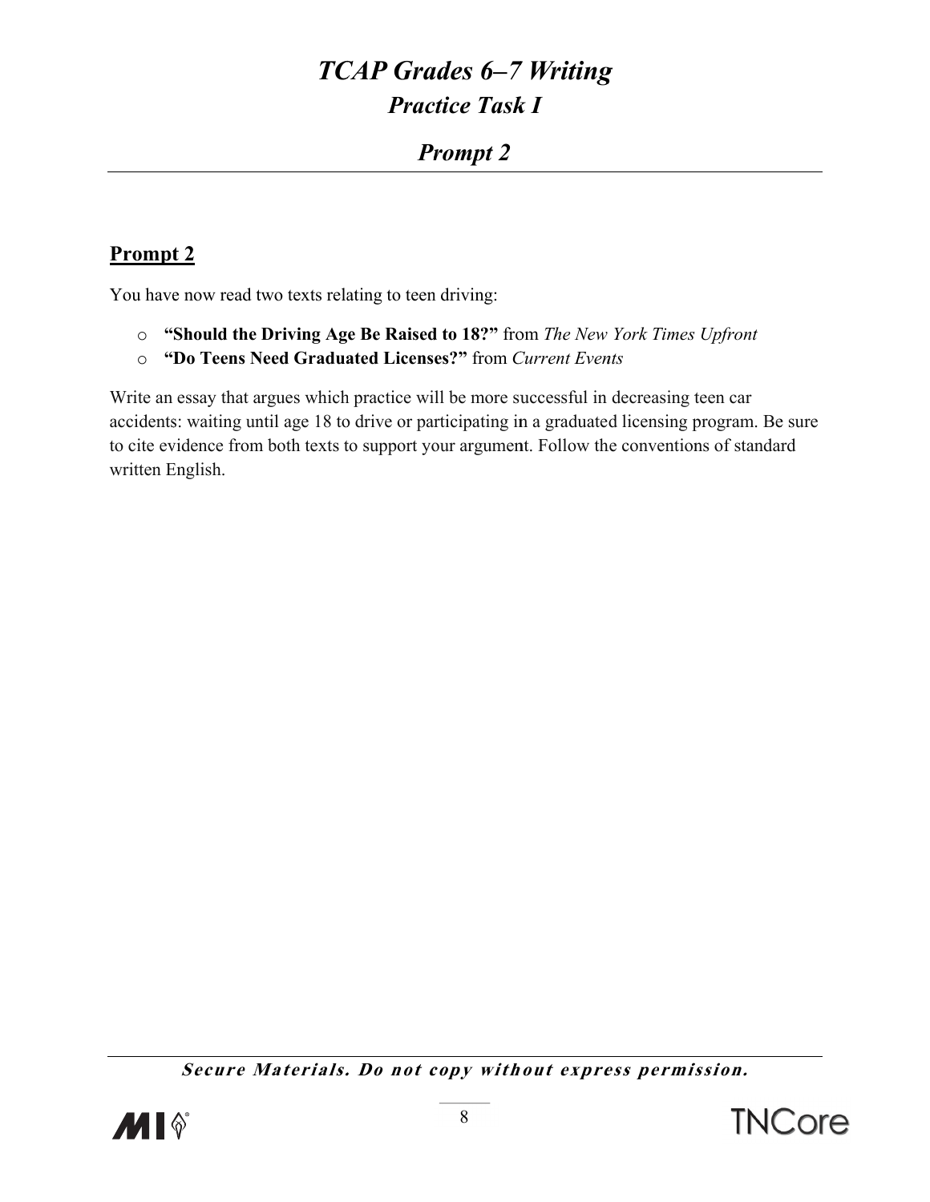# *TCAP Grades 6–7 Writing*

## *Practice Task I*

## *Prompt 2*

---

**Prompt 2**

You have now read two texts relating to teen driving:

- **"Should the Driving Age Be Raised to 18?"** from *The New York Times Upfront*
- **"Do Teens Need Graduated Licenses?"** from *Current Events*

Write an essay that argues which practice will be more successful in decreasing teen car accidents: waiting until age 18 to drive or participating in a graduated licensing program. Be sure to cite evidence from both texts to support your argument. Follow the conventions of standard written English.